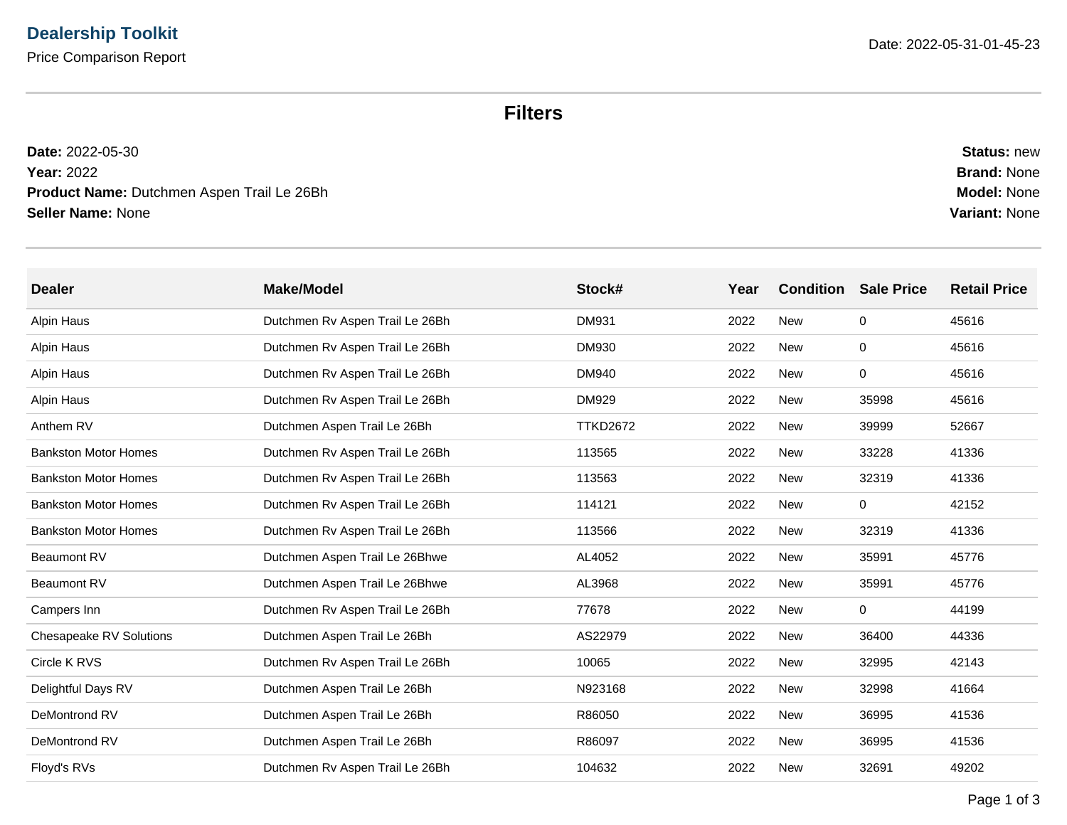# Dealership Toolkit

Price Comparison Report

Date: 2022-05-31-01-45-23

## Filters

**Date:** 2022-05-30
**Year:** 2022
**Product Name:** Dutchmen Aspen Trail Le 26Bh
**Seller Name:** None

**Status:** new
**Brand:** None
**Model:** None
**Variant:** None

| Dealer | Make/Model | Stock# | Year | Condition | Sale Price | Retail Price |
|---|---|---|---|---|---|---|
| Alpin Haus | Dutchmen Rv Aspen Trail Le 26Bh | DM931 | 2022 | New | 0 | 45616 |
| Alpin Haus | Dutchmen Rv Aspen Trail Le 26Bh | DM930 | 2022 | New | 0 | 45616 |
| Alpin Haus | Dutchmen Rv Aspen Trail Le 26Bh | DM940 | 2022 | New | 0 | 45616 |
| Alpin Haus | Dutchmen Rv Aspen Trail Le 26Bh | DM929 | 2022 | New | 35998 | 45616 |
| Anthem RV | Dutchmen Aspen Trail Le 26Bh | TTKD2672 | 2022 | New | 39999 | 52667 |
| Bankston Motor Homes | Dutchmen Rv Aspen Trail Le 26Bh | 113565 | 2022 | New | 33228 | 41336 |
| Bankston Motor Homes | Dutchmen Rv Aspen Trail Le 26Bh | 113563 | 2022 | New | 32319 | 41336 |
| Bankston Motor Homes | Dutchmen Rv Aspen Trail Le 26Bh | 114121 | 2022 | New | 0 | 42152 |
| Bankston Motor Homes | Dutchmen Rv Aspen Trail Le 26Bh | 113566 | 2022 | New | 32319 | 41336 |
| Beaumont RV | Dutchmen Aspen Trail Le 26Bhwe | AL4052 | 2022 | New | 35991 | 45776 |
| Beaumont RV | Dutchmen Aspen Trail Le 26Bhwe | AL3968 | 2022 | New | 35991 | 45776 |
| Campers Inn | Dutchmen Rv Aspen Trail Le 26Bh | 77678 | 2022 | New | 0 | 44199 |
| Chesapeake RV Solutions | Dutchmen Aspen Trail Le 26Bh | AS22979 | 2022 | New | 36400 | 44336 |
| Circle K RVS | Dutchmen Rv Aspen Trail Le 26Bh | 10065 | 2022 | New | 32995 | 42143 |
| Delightful Days RV | Dutchmen Aspen Trail Le 26Bh | N923168 | 2022 | New | 32998 | 41664 |
| DeMontrond RV | Dutchmen Aspen Trail Le 26Bh | R86050 | 2022 | New | 36995 | 41536 |
| DeMontrond RV | Dutchmen Aspen Trail Le 26Bh | R86097 | 2022 | New | 36995 | 41536 |
| Floyd's RVs | Dutchmen Rv Aspen Trail Le 26Bh | 104632 | 2022 | New | 32691 | 49202 |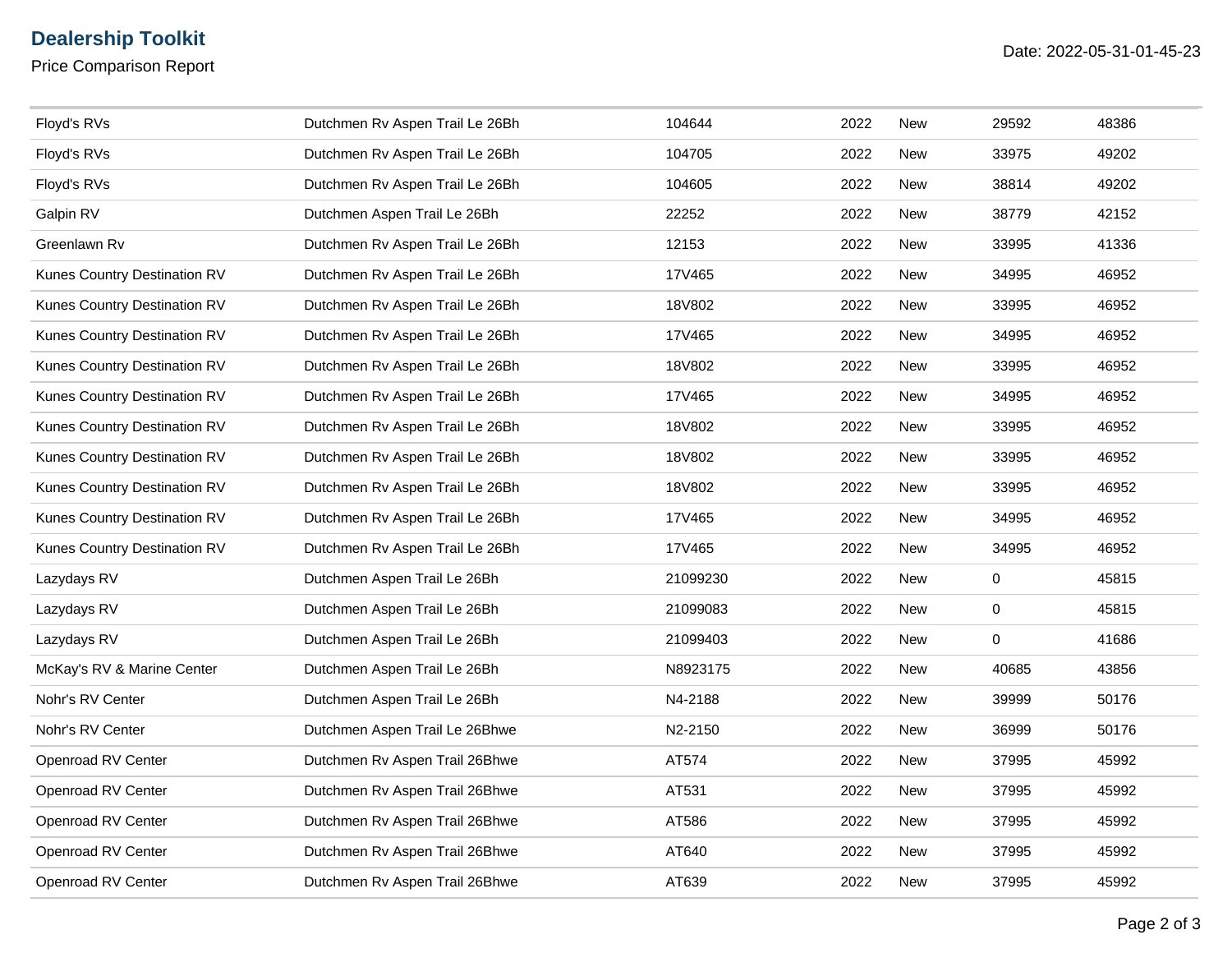# Dealership Toolkit

Price Comparison Report

Date: 2022-05-31-01-45-23

| | | | | | | |
|---|---|---|---|---|---|---|
| Floyd's RVs | Dutchmen Rv Aspen Trail Le 26Bh | 104644 | 2022 | New | 29592 | 48386 |
| Floyd's RVs | Dutchmen Rv Aspen Trail Le 26Bh | 104705 | 2022 | New | 33975 | 49202 |
| Floyd's RVs | Dutchmen Rv Aspen Trail Le 26Bh | 104605 | 2022 | New | 38814 | 49202 |
| Galpin RV | Dutchmen Aspen Trail Le 26Bh | 22252 | 2022 | New | 38779 | 42152 |
| Greenlawn Rv | Dutchmen Rv Aspen Trail Le 26Bh | 12153 | 2022 | New | 33995 | 41336 |
| Kunes Country Destination RV | Dutchmen Rv Aspen Trail Le 26Bh | 17V465 | 2022 | New | 34995 | 46952 |
| Kunes Country Destination RV | Dutchmen Rv Aspen Trail Le 26Bh | 18V802 | 2022 | New | 33995 | 46952 |
| Kunes Country Destination RV | Dutchmen Rv Aspen Trail Le 26Bh | 17V465 | 2022 | New | 34995 | 46952 |
| Kunes Country Destination RV | Dutchmen Rv Aspen Trail Le 26Bh | 18V802 | 2022 | New | 33995 | 46952 |
| Kunes Country Destination RV | Dutchmen Rv Aspen Trail Le 26Bh | 17V465 | 2022 | New | 34995 | 46952 |
| Kunes Country Destination RV | Dutchmen Rv Aspen Trail Le 26Bh | 18V802 | 2022 | New | 33995 | 46952 |
| Kunes Country Destination RV | Dutchmen Rv Aspen Trail Le 26Bh | 18V802 | 2022 | New | 33995 | 46952 |
| Kunes Country Destination RV | Dutchmen Rv Aspen Trail Le 26Bh | 18V802 | 2022 | New | 33995 | 46952 |
| Kunes Country Destination RV | Dutchmen Rv Aspen Trail Le 26Bh | 17V465 | 2022 | New | 34995 | 46952 |
| Kunes Country Destination RV | Dutchmen Rv Aspen Trail Le 26Bh | 17V465 | 2022 | New | 34995 | 46952 |
| Lazydays RV | Dutchmen Aspen Trail Le 26Bh | 21099230 | 2022 | New | 0 | 45815 |
| Lazydays RV | Dutchmen Aspen Trail Le 26Bh | 21099083 | 2022 | New | 0 | 45815 |
| Lazydays RV | Dutchmen Aspen Trail Le 26Bh | 21099403 | 2022 | New | 0 | 41686 |
| McKay's RV & Marine Center | Dutchmen Aspen Trail Le 26Bh | N8923175 | 2022 | New | 40685 | 43856 |
| Nohr's RV Center | Dutchmen Aspen Trail Le 26Bh | N4-2188 | 2022 | New | 39999 | 50176 |
| Nohr's RV Center | Dutchmen Aspen Trail Le 26Bhwe | N2-2150 | 2022 | New | 36999 | 50176 |
| Openroad RV Center | Dutchmen Rv Aspen Trail 26Bhwe | AT574 | 2022 | New | 37995 | 45992 |
| Openroad RV Center | Dutchmen Rv Aspen Trail 26Bhwe | AT531 | 2022 | New | 37995 | 45992 |
| Openroad RV Center | Dutchmen Rv Aspen Trail 26Bhwe | AT586 | 2022 | New | 37995 | 45992 |
| Openroad RV Center | Dutchmen Rv Aspen Trail 26Bhwe | AT640 | 2022 | New | 37995 | 45992 |
| Openroad RV Center | Dutchmen Rv Aspen Trail 26Bhwe | AT639 | 2022 | New | 37995 | 45992 |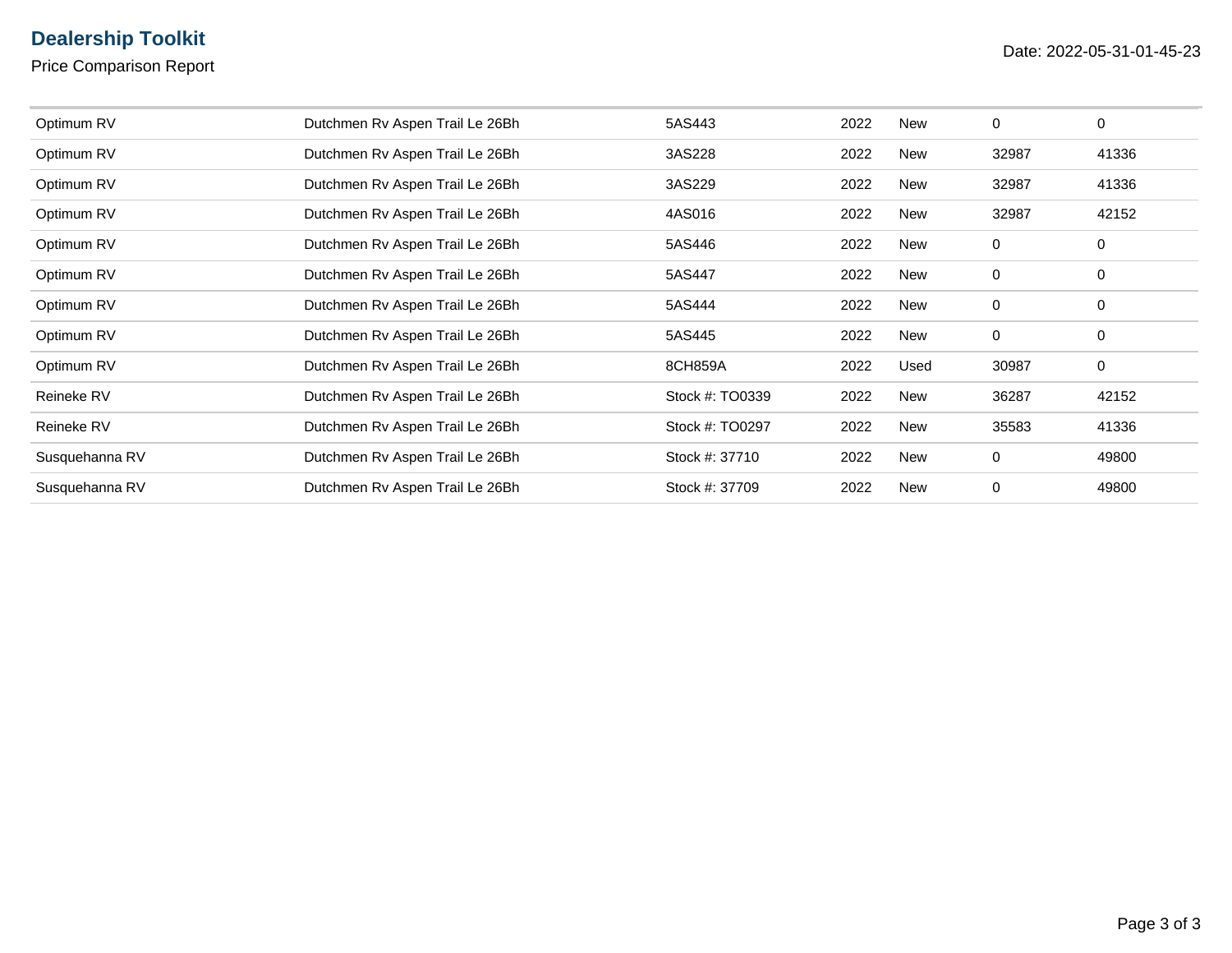# Dealership Toolkit

Price Comparison Report

Date: 2022-05-31-01-45-23

| | | | | | | |
|---|---|---|---|---|---|---|
| Optimum RV | Dutchmen Rv Aspen Trail Le 26Bh | 5AS443 | 2022 | New | 0 | 0 |
| Optimum RV | Dutchmen Rv Aspen Trail Le 26Bh | 3AS228 | 2022 | New | 32987 | 41336 |
| Optimum RV | Dutchmen Rv Aspen Trail Le 26Bh | 3AS229 | 2022 | New | 32987 | 41336 |
| Optimum RV | Dutchmen Rv Aspen Trail Le 26Bh | 4AS016 | 2022 | New | 32987 | 42152 |
| Optimum RV | Dutchmen Rv Aspen Trail Le 26Bh | 5AS446 | 2022 | New | 0 | 0 |
| Optimum RV | Dutchmen Rv Aspen Trail Le 26Bh | 5AS447 | 2022 | New | 0 | 0 |
| Optimum RV | Dutchmen Rv Aspen Trail Le 26Bh | 5AS444 | 2022 | New | 0 | 0 |
| Optimum RV | Dutchmen Rv Aspen Trail Le 26Bh | 5AS445 | 2022 | New | 0 | 0 |
| Optimum RV | Dutchmen Rv Aspen Trail Le 26Bh | 8CH859A | 2022 | Used | 30987 | 0 |
| Reineke RV | Dutchmen Rv Aspen Trail Le 26Bh | Stock #: TO0339 | 2022 | New | 36287 | 42152 |
| Reineke RV | Dutchmen Rv Aspen Trail Le 26Bh | Stock #: TO0297 | 2022 | New | 35583 | 41336 |
| Susquehanna RV | Dutchmen Rv Aspen Trail Le 26Bh | Stock #: 37710 | 2022 | New | 0 | 49800 |
| Susquehanna RV | Dutchmen Rv Aspen Trail Le 26Bh | Stock #: 37709 | 2022 | New | 0 | 49800 |